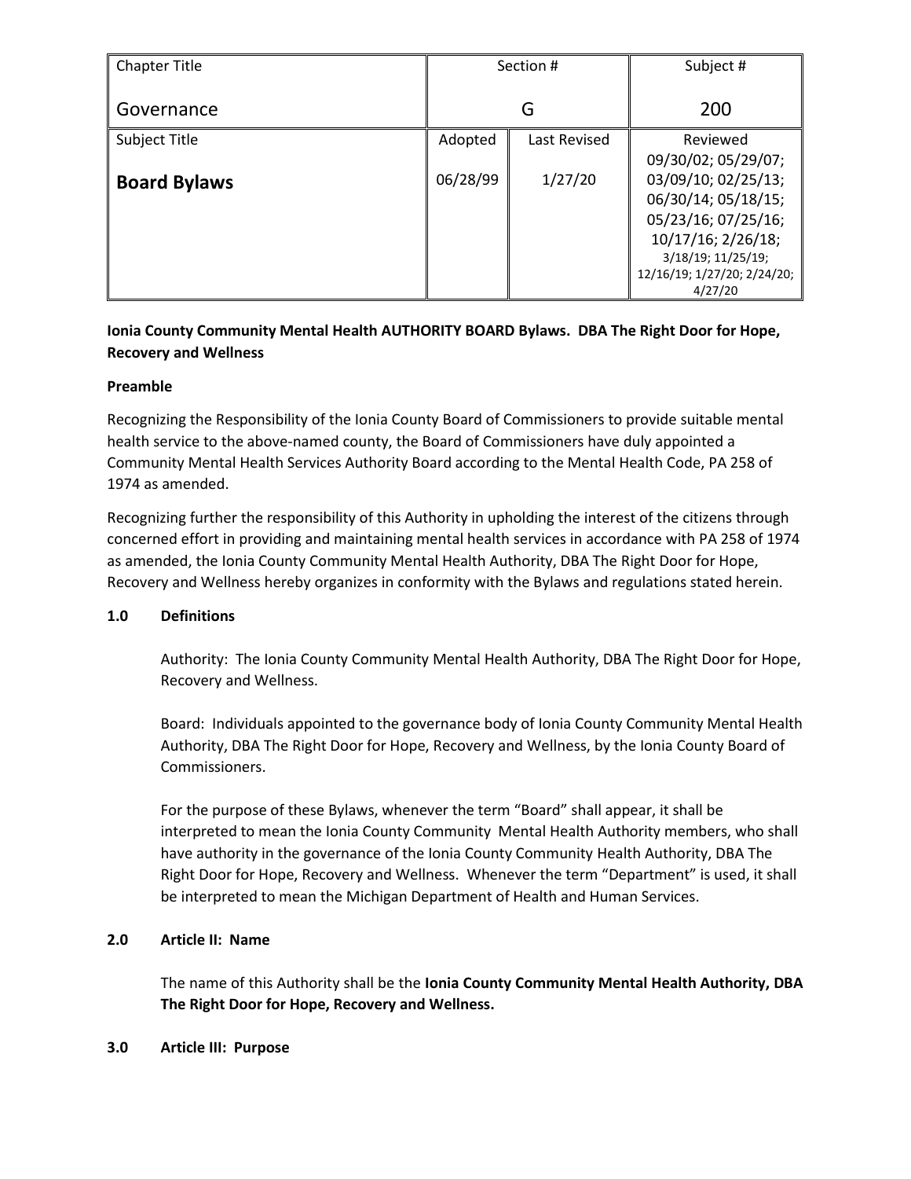| Chapter Title<br><br>Governance | Section #<br><br>G | | Subject #<br><br>200 |
|---|---|---|---|
| Subject Title<br><br>**Board Bylaws** | Adopted<br><br>06/28/99 | Last Revised<br><br>1/27/20 | Reviewed<br>09/30/02; 05/29/07; 03/09/10; 02/25/13; 06/30/14; 05/18/15; 05/23/16; 07/25/16; 10/17/16; 2/26/18; 3/18/19; 11/25/19; 12/16/19; 1/27/20; 2/24/20; 4/27/20 |

**Ionia County Community Mental Health AUTHORITY BOARD Bylaws. DBA The Right Door for Hope, Recovery and Wellness**

**Preamble**

Recognizing the Responsibility of the Ionia County Board of Commissioners to provide suitable mental health service to the above-named county, the Board of Commissioners have duly appointed a Community Mental Health Services Authority Board according to the Mental Health Code, PA 258 of 1974 as amended.

Recognizing further the responsibility of this Authority in upholding the interest of the citizens through concerned effort in providing and maintaining mental health services in accordance with PA 258 of 1974 as amended, the Ionia County Community Mental Health Authority, DBA The Right Door for Hope, Recovery and Wellness hereby organizes in conformity with the Bylaws and regulations stated herein.

**1.0 Definitions**

Authority: The Ionia County Community Mental Health Authority, DBA The Right Door for Hope, Recovery and Wellness.

Board: Individuals appointed to the governance body of Ionia County Community Mental Health Authority, DBA The Right Door for Hope, Recovery and Wellness, by the Ionia County Board of Commissioners.

For the purpose of these Bylaws, whenever the term "Board" shall appear, it shall be interpreted to mean the Ionia County Community Mental Health Authority members, who shall have authority in the governance of the Ionia County Community Health Authority, DBA The Right Door for Hope, Recovery and Wellness. Whenever the term "Department" is used, it shall be interpreted to mean the Michigan Department of Health and Human Services.

**2.0 Article II: Name**

The name of this Authority shall be the **Ionia County Community Mental Health Authority, DBA The Right Door for Hope, Recovery and Wellness.**

**3.0 Article III: Purpose**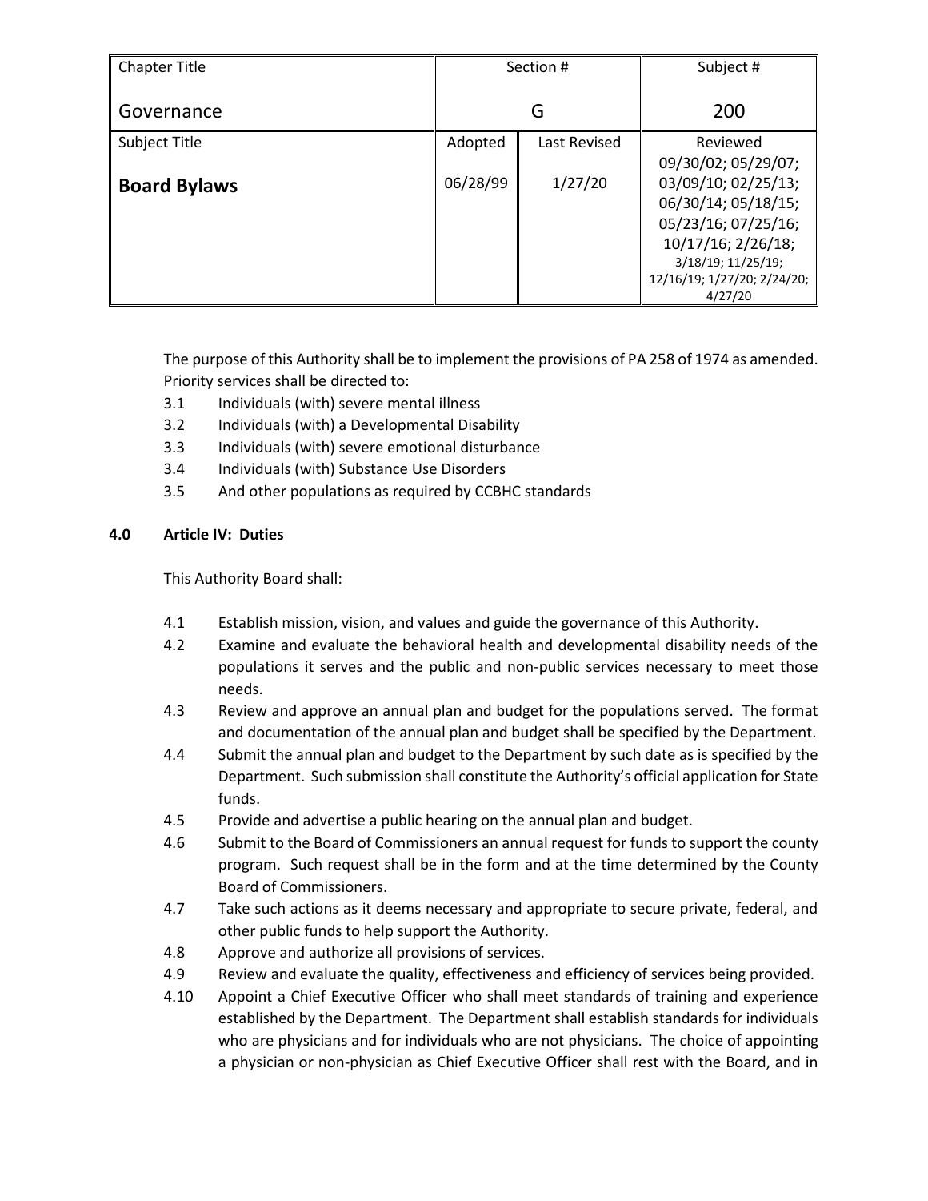| Chapter Title<br><br>Governance | Section #<br><br>G | | Subject #<br><br>200 |
|---|---|---|---|
| Subject Title<br><br>**Board Bylaws** | Adopted<br><br>06/28/99 | Last Revised<br><br>1/27/20 | Reviewed<br>09/30/02; 05/29/07; 03/09/10; 02/25/13; 06/30/14; 05/18/15; 05/23/16; 07/25/16; 10/17/16; 2/26/18; 3/18/19; 11/25/19; 12/16/19; 1/27/20; 2/24/20; 4/27/20 |

The purpose of this Authority shall be to implement the provisions of PA 258 of 1974 as amended. Priority services shall be directed to:

3.1 Individuals (with) severe mental illness

3.2 Individuals (with) a Developmental Disability

3.3 Individuals (with) severe emotional disturbance

3.4 Individuals (with) Substance Use Disorders

3.5 And other populations as required by CCBHC standards

**4.0 Article IV: Duties**

This Authority Board shall:

4.1 Establish mission, vision, and values and guide the governance of this Authority.

4.2 Examine and evaluate the behavioral health and developmental disability needs of the populations it serves and the public and non-public services necessary to meet those needs.

4.3 Review and approve an annual plan and budget for the populations served. The format and documentation of the annual plan and budget shall be specified by the Department.

4.4 Submit the annual plan and budget to the Department by such date as is specified by the Department. Such submission shall constitute the Authority's official application for State funds.

4.5 Provide and advertise a public hearing on the annual plan and budget.

4.6 Submit to the Board of Commissioners an annual request for funds to support the county program. Such request shall be in the form and at the time determined by the County Board of Commissioners.

4.7 Take such actions as it deems necessary and appropriate to secure private, federal, and other public funds to help support the Authority.

4.8 Approve and authorize all provisions of services.

4.9 Review and evaluate the quality, effectiveness and efficiency of services being provided.

4.10 Appoint a Chief Executive Officer who shall meet standards of training and experience established by the Department. The Department shall establish standards for individuals who are physicians and for individuals who are not physicians. The choice of appointing a physician or non-physician as Chief Executive Officer shall rest with the Board, and in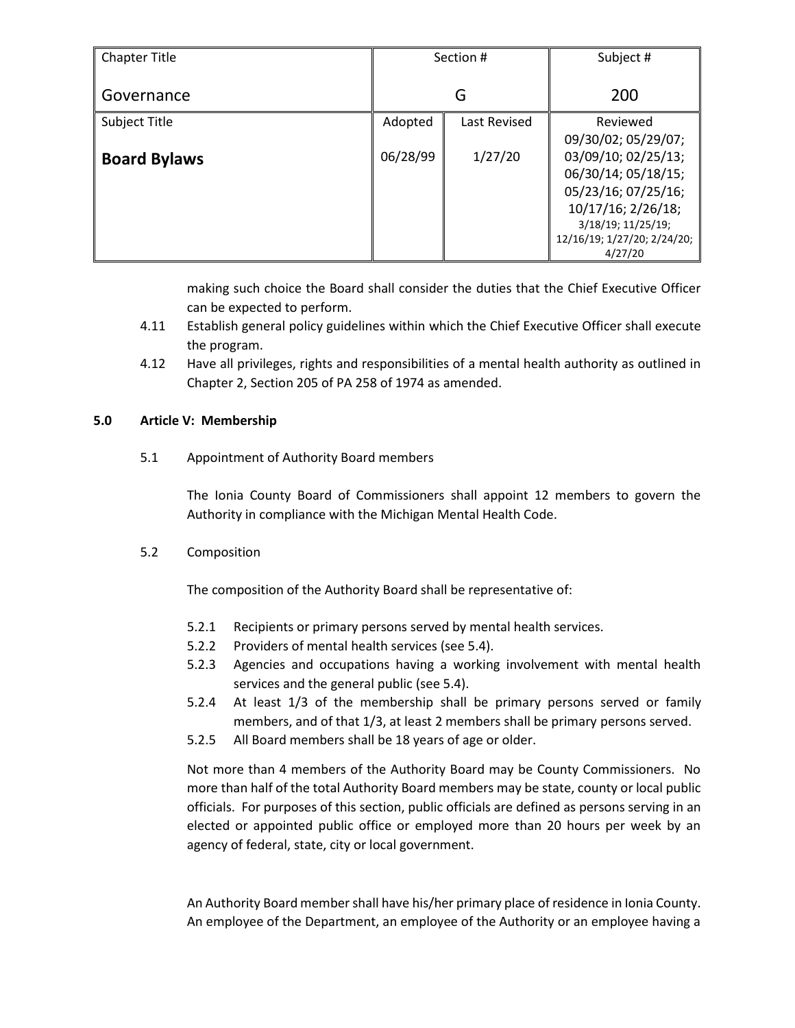making such choice the Board shall consider the duties that the Chief Executive Officer can be expected to perform.

4.11 Establish general policy guidelines within which the Chief Executive Officer shall execute the program.

4.12 Have all privileges, rights and responsibilities of a mental health authority as outlined in Chapter 2, Section 205 of PA 258 of 1974 as amended.

**5.0 Article V: Membership**

5.1 Appointment of Authority Board members

The Ionia County Board of Commissioners shall appoint 12 members to govern the Authority in compliance with the Michigan Mental Health Code.

5.2 Composition

The composition of the Authority Board shall be representative of:

5.2.1 Recipients or primary persons served by mental health services.

5.2.2 Providers of mental health services (see 5.4).

5.2.3 Agencies and occupations having a working involvement with mental health services and the general public (see 5.4).

5.2.4 At least 1/3 of the membership shall be primary persons served or family members, and of that 1/3, at least 2 members shall be primary persons served.

5.2.5 All Board members shall be 18 years of age or older.

Not more than 4 members of the Authority Board may be County Commissioners. No more than half of the total Authority Board members may be state, county or local public officials. For purposes of this section, public officials are defined as persons serving in an elected or appointed public office or employed more than 20 hours per week by an agency of federal, state, city or local government.

An Authority Board member shall have his/her primary place of residence in Ionia County. An employee of the Department, an employee of the Authority or an employee having a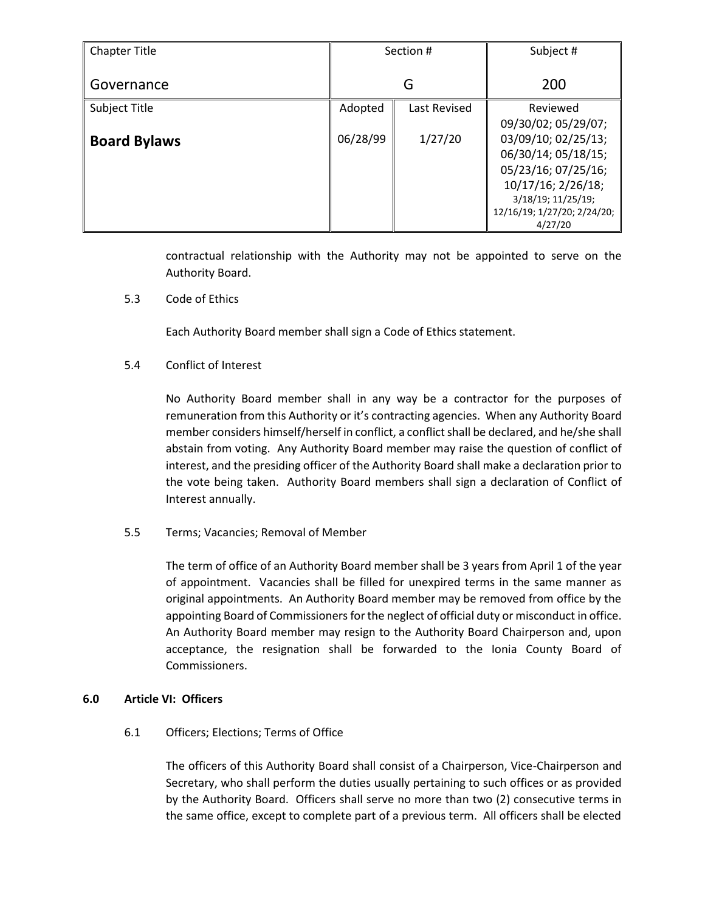contractual relationship with the Authority may not be appointed to serve on the Authority Board.

5.3 Code of Ethics

Each Authority Board member shall sign a Code of Ethics statement.

5.4 Conflict of Interest

No Authority Board member shall in any way be a contractor for the purposes of remuneration from this Authority or it's contracting agencies. When any Authority Board member considers himself/herself in conflict, a conflict shall be declared, and he/she shall abstain from voting. Any Authority Board member may raise the question of conflict of interest, and the presiding officer of the Authority Board shall make a declaration prior to the vote being taken. Authority Board members shall sign a declaration of Conflict of Interest annually.

5.5 Terms; Vacancies; Removal of Member

The term of office of an Authority Board member shall be 3 years from April 1 of the year of appointment. Vacancies shall be filled for unexpired terms in the same manner as original appointments. An Authority Board member may be removed from office by the appointing Board of Commissioners for the neglect of official duty or misconduct in office. An Authority Board member may resign to the Authority Board Chairperson and, upon acceptance, the resignation shall be forwarded to the Ionia County Board of Commissioners.

## 6.0 Article VI: Officers

6.1 Officers; Elections; Terms of Office

The officers of this Authority Board shall consist of a Chairperson, Vice-Chairperson and Secretary, who shall perform the duties usually pertaining to such offices or as provided by the Authority Board. Officers shall serve no more than two (2) consecutive terms in the same office, except to complete part of a previous term. All officers shall be elected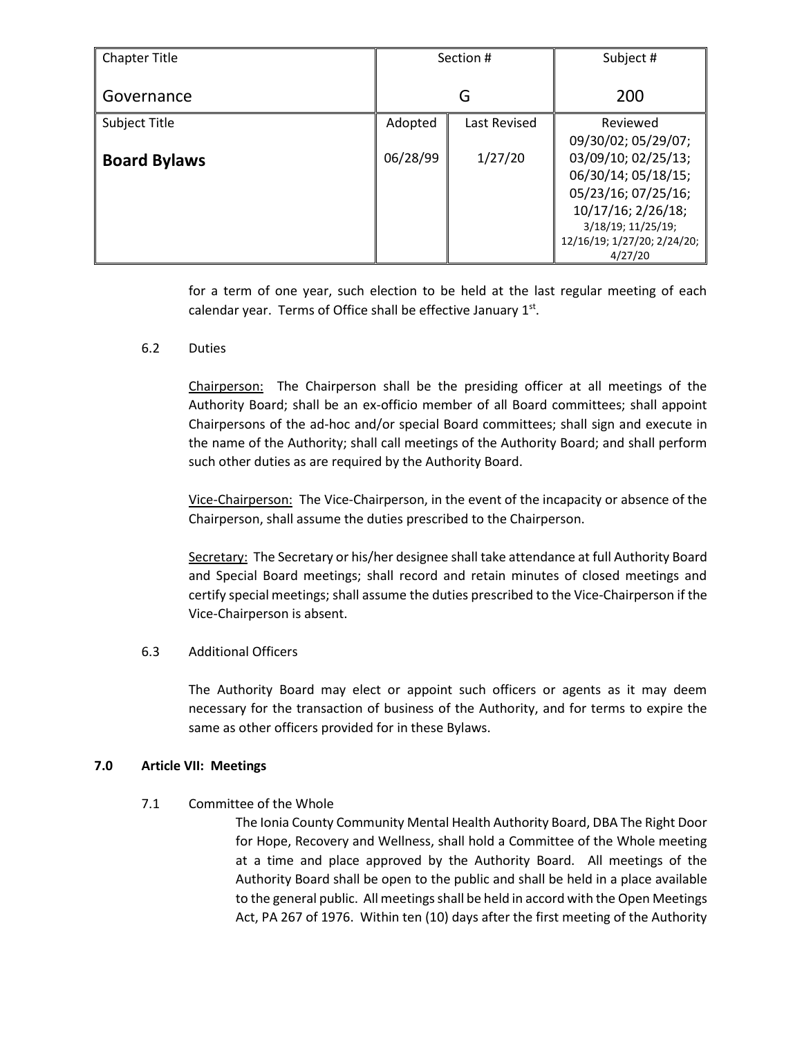for a term of one year, such election to be held at the last regular meeting of each calendar year. Terms of Office shall be effective January 1st.

6.2 Duties

Chairperson: The Chairperson shall be the presiding officer at all meetings of the Authority Board; shall be an ex-officio member of all Board committees; shall appoint Chairpersons of the ad-hoc and/or special Board committees; shall sign and execute in the name of the Authority; shall call meetings of the Authority Board; and shall perform such other duties as are required by the Authority Board.

Vice-Chairperson: The Vice-Chairperson, in the event of the incapacity or absence of the Chairperson, shall assume the duties prescribed to the Chairperson.

Secretary: The Secretary or his/her designee shall take attendance at full Authority Board and Special Board meetings; shall record and retain minutes of closed meetings and certify special meetings; shall assume the duties prescribed to the Vice-Chairperson if the Vice-Chairperson is absent.

6.3 Additional Officers

The Authority Board may elect or appoint such officers or agents as it may deem necessary for the transaction of business of the Authority, and for terms to expire the same as other officers provided for in these Bylaws.

**7.0 Article VII: Meetings**

7.1 Committee of the Whole

The Ionia County Community Mental Health Authority Board, DBA The Right Door for Hope, Recovery and Wellness, shall hold a Committee of the Whole meeting at a time and place approved by the Authority Board. All meetings of the Authority Board shall be open to the public and shall be held in a place available to the general public. All meetings shall be held in accord with the Open Meetings Act, PA 267 of 1976. Within ten (10) days after the first meeting of the Authority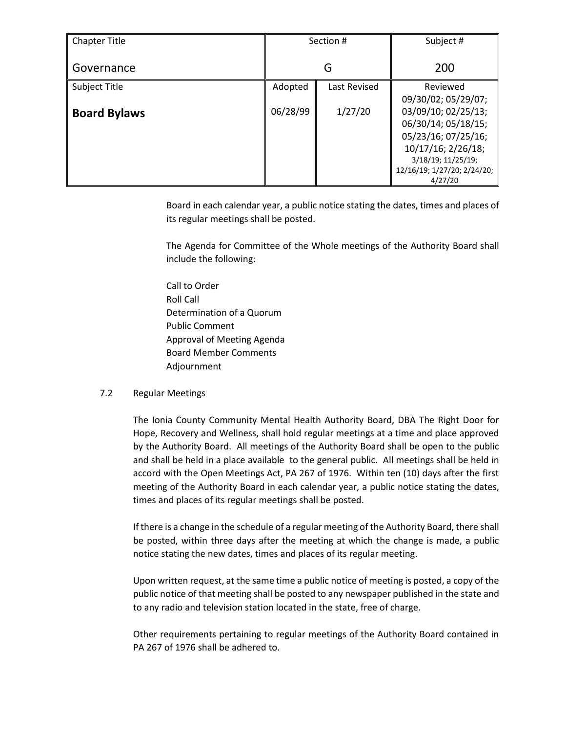| Chapter Title | Section # | | Subject # |
|---|---|---|---|
| Governance | G | | 200 |
| Subject Title | Adopted | Last Revised | Reviewed |
| **Board Bylaws** | 06/28/99 | 1/27/20 | 09/30/02; 05/29/07; 03/09/10; 02/25/13; 06/30/14; 05/18/15; 05/23/16; 07/25/16; 10/17/16; 2/26/18; 3/18/19; 11/25/19; 12/16/19; 1/27/20; 2/24/20; 4/27/20 |

Board in each calendar year, a public notice stating the dates, times and places of its regular meetings shall be posted.

The Agenda for Committee of the Whole meetings of the Authority Board shall include the following:

Call to Order
Roll Call
Determination of a Quorum
Public Comment
Approval of Meeting Agenda
Board Member Comments
Adjournment

7.2 Regular Meetings

The Ionia County Community Mental Health Authority Board, DBA The Right Door for Hope, Recovery and Wellness, shall hold regular meetings at a time and place approved by the Authority Board. All meetings of the Authority Board shall be open to the public and shall be held in a place available to the general public. All meetings shall be held in accord with the Open Meetings Act, PA 267 of 1976. Within ten (10) days after the first meeting of the Authority Board in each calendar year, a public notice stating the dates, times and places of its regular meetings shall be posted.

If there is a change in the schedule of a regular meeting of the Authority Board, there shall be posted, within three days after the meeting at which the change is made, a public notice stating the new dates, times and places of its regular meeting.

Upon written request, at the same time a public notice of meeting is posted, a copy of the public notice of that meeting shall be posted to any newspaper published in the state and to any radio and television station located in the state, free of charge.

Other requirements pertaining to regular meetings of the Authority Board contained in PA 267 of 1976 shall be adhered to.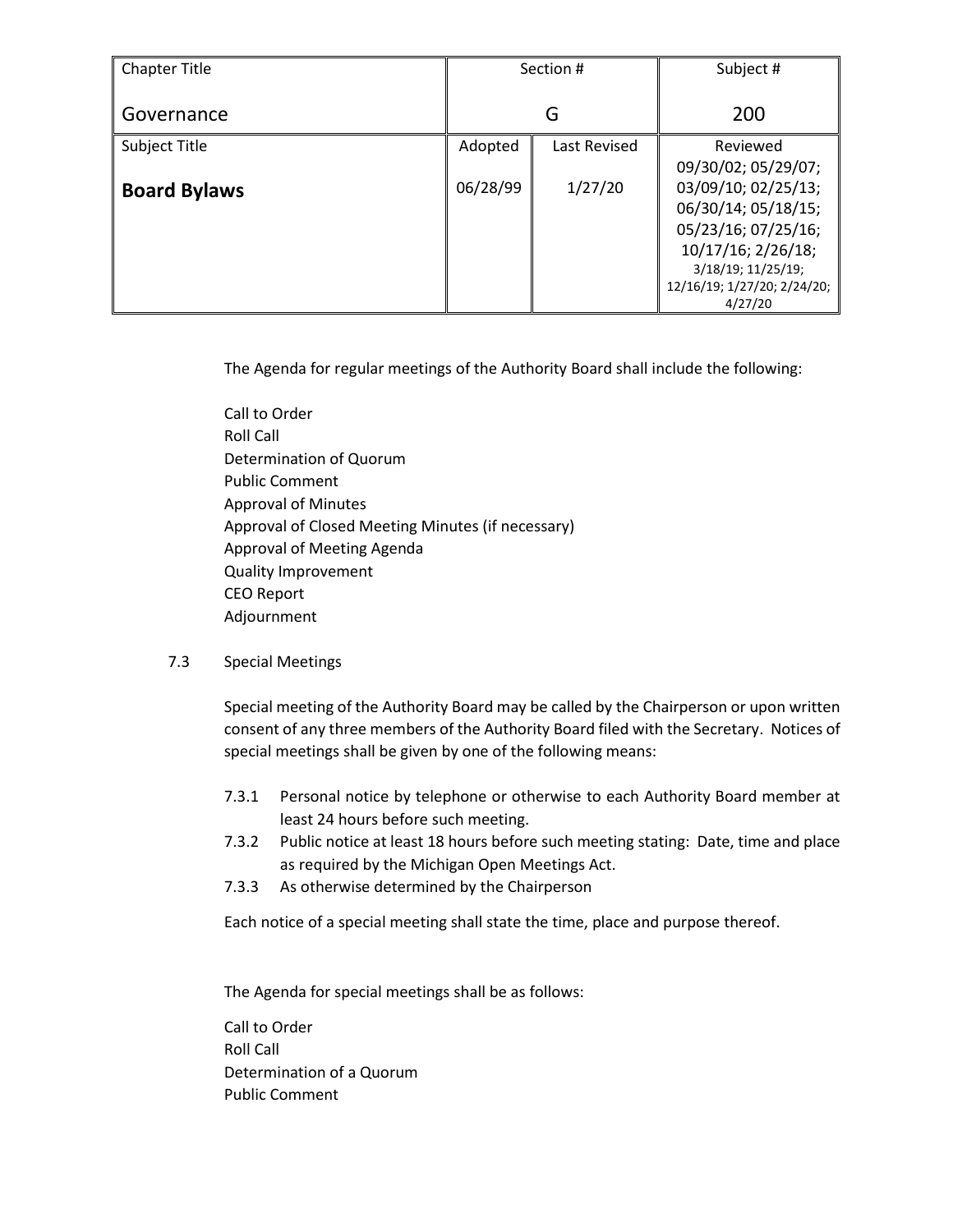| Chapter Title<br><br>Governance | Section #<br><br>G | | Subject #<br><br>200 |
|---|---|---|---|
| Subject Title<br><br>**Board Bylaws** | Adopted<br><br>06/28/99 | Last Revised<br><br>1/27/20 | Reviewed<br>09/30/02; 05/29/07; 03/09/10; 02/25/13; 06/30/14; 05/18/15; 05/23/16; 07/25/16; 10/17/16; 2/26/18; 3/18/19; 11/25/19; 12/16/19; 1/27/20; 2/24/20; 4/27/20 |

The Agenda for regular meetings of the Authority Board shall include the following:

Call to Order
Roll Call
Determination of Quorum
Public Comment
Approval of Minutes
Approval of Closed Meeting Minutes (if necessary)
Approval of Meeting Agenda
Quality Improvement
CEO Report
Adjournment

7.3 Special Meetings

Special meeting of the Authority Board may be called by the Chairperson or upon written consent of any three members of the Authority Board filed with the Secretary. Notices of special meetings shall be given by one of the following means:

7.3.1 Personal notice by telephone or otherwise to each Authority Board member at least 24 hours before such meeting.

7.3.2 Public notice at least 18 hours before such meeting stating: Date, time and place as required by the Michigan Open Meetings Act.

7.3.3 As otherwise determined by the Chairperson

Each notice of a special meeting shall state the time, place and purpose thereof.

The Agenda for special meetings shall be as follows:

Call to Order
Roll Call
Determination of a Quorum
Public Comment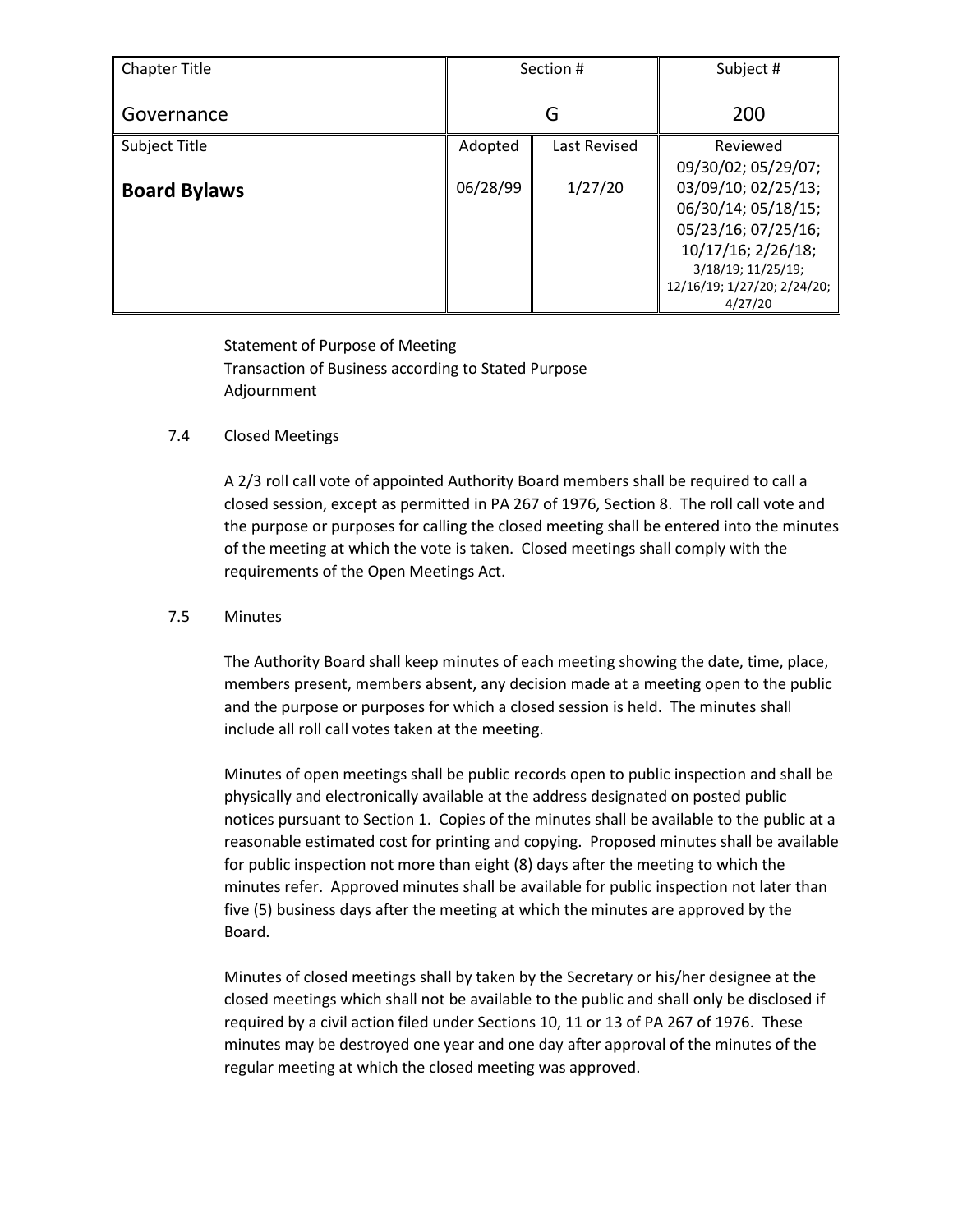Statement of Purpose of Meeting
Transaction of Business according to Stated Purpose
Adjournment

7.4 Closed Meetings

A 2/3 roll call vote of appointed Authority Board members shall be required to call a closed session, except as permitted in PA 267 of 1976, Section 8. The roll call vote and the purpose or purposes for calling the closed meeting shall be entered into the minutes of the meeting at which the vote is taken. Closed meetings shall comply with the requirements of the Open Meetings Act.

7.5 Minutes

The Authority Board shall keep minutes of each meeting showing the date, time, place, members present, members absent, any decision made at a meeting open to the public and the purpose or purposes for which a closed session is held. The minutes shall include all roll call votes taken at the meeting.

Minutes of open meetings shall be public records open to public inspection and shall be physically and electronically available at the address designated on posted public notices pursuant to Section 1. Copies of the minutes shall be available to the public at a reasonable estimated cost for printing and copying. Proposed minutes shall be available for public inspection not more than eight (8) days after the meeting to which the minutes refer. Approved minutes shall be available for public inspection not later than five (5) business days after the meeting at which the minutes are approved by the Board.

Minutes of closed meetings shall by taken by the Secretary or his/her designee at the closed meetings which shall not be available to the public and shall only be disclosed if required by a civil action filed under Sections 10, 11 or 13 of PA 267 of 1976. These minutes may be destroyed one year and one day after approval of the minutes of the regular meeting at which the closed meeting was approved.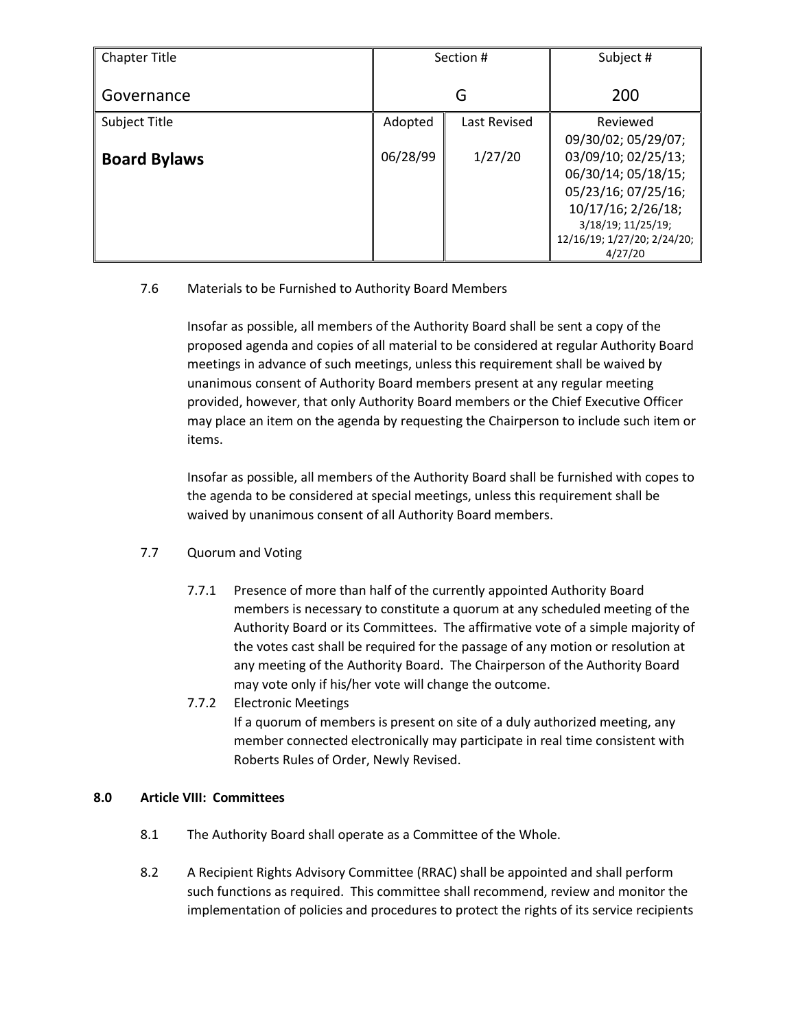| Chapter Title<br><br>Governance | Section #<br><br>G | | Subject #<br><br>200 |
|---|---|---|---|
| Subject Title<br><br>**Board Bylaws** | Adopted<br><br>06/28/99 | Last Revised<br><br>1/27/20 | Reviewed<br>09/30/02; 05/29/07; 03/09/10; 02/25/13; 06/30/14; 05/18/15; 05/23/16; 07/25/16; 10/17/16; 2/26/18; 3/18/19; 11/25/19; 12/16/19; 1/27/20; 2/24/20; 4/27/20 |

7.6 Materials to be Furnished to Authority Board Members

Insofar as possible, all members of the Authority Board shall be sent a copy of the proposed agenda and copies of all material to be considered at regular Authority Board meetings in advance of such meetings, unless this requirement shall be waived by unanimous consent of Authority Board members present at any regular meeting provided, however, that only Authority Board members or the Chief Executive Officer may place an item on the agenda by requesting the Chairperson to include such item or items.

Insofar as possible, all members of the Authority Board shall be furnished with copes to the agenda to be considered at special meetings, unless this requirement shall be waived by unanimous consent of all Authority Board members.

7.7 Quorum and Voting

7.7.1 Presence of more than half of the currently appointed Authority Board members is necessary to constitute a quorum at any scheduled meeting of the Authority Board or its Committees. The affirmative vote of a simple majority of the votes cast shall be required for the passage of any motion or resolution at any meeting of the Authority Board. The Chairperson of the Authority Board may vote only if his/her vote will change the outcome.

7.7.2 Electronic Meetings
If a quorum of members is present on site of a duly authorized meeting, any member connected electronically may participate in real time consistent with Roberts Rules of Order, Newly Revised.

**8.0 Article VIII: Committees**

8.1 The Authority Board shall operate as a Committee of the Whole.

8.2 A Recipient Rights Advisory Committee (RRAC) shall be appointed and shall perform such functions as required. This committee shall recommend, review and monitor the implementation of policies and procedures to protect the rights of its service recipients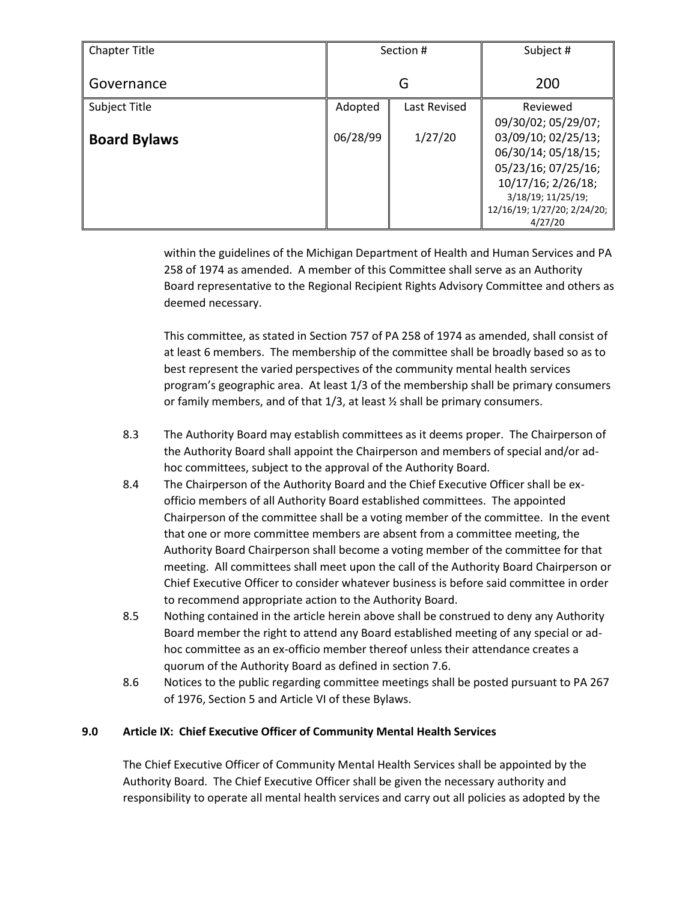| Chapter Title | Section # | | Subject # |
| --- | --- | --- | --- |
| Governance | G | | 200 |
| Subject Title | Adopted | Last Revised | Reviewed |
| **Board Bylaws** | 06/28/99 | 1/27/20 | 09/30/02; 05/29/07; 03/09/10; 02/25/13; 06/30/14; 05/18/15; 05/23/16; 07/25/16; 10/17/16; 2/26/18; 3/18/19; 11/25/19; 12/16/19; 1/27/20; 2/24/20; 4/27/20 |

within the guidelines of the Michigan Department of Health and Human Services and PA 258 of 1974 as amended. A member of this Committee shall serve as an Authority Board representative to the Regional Recipient Rights Advisory Committee and others as deemed necessary.

This committee, as stated in Section 757 of PA 258 of 1974 as amended, shall consist of at least 6 members. The membership of the committee shall be broadly based so as to best represent the varied perspectives of the community mental health services program's geographic area. At least 1/3 of the membership shall be primary consumers or family members, and of that 1/3, at least ½ shall be primary consumers.

8.3 The Authority Board may establish committees as it deems proper. The Chairperson of the Authority Board shall appoint the Chairperson and members of special and/or ad-hoc committees, subject to the approval of the Authority Board.

8.4 The Chairperson of the Authority Board and the Chief Executive Officer shall be ex-officio members of all Authority Board established committees. The appointed Chairperson of the committee shall be a voting member of the committee. In the event that one or more committee members are absent from a committee meeting, the Authority Board Chairperson shall become a voting member of the committee for that meeting. All committees shall meet upon the call of the Authority Board Chairperson or Chief Executive Officer to consider whatever business is before said committee in order to recommend appropriate action to the Authority Board.

8.5 Nothing contained in the article herein above shall be construed to deny any Authority Board member the right to attend any Board established meeting of any special or ad-hoc committee as an ex-officio member thereof unless their attendance creates a quorum of the Authority Board as defined in section 7.6.

8.6 Notices to the public regarding committee meetings shall be posted pursuant to PA 267 of 1976, Section 5 and Article VI of these Bylaws.

**9.0 Article IX: Chief Executive Officer of Community Mental Health Services**

The Chief Executive Officer of Community Mental Health Services shall be appointed by the Authority Board. The Chief Executive Officer shall be given the necessary authority and responsibility to operate all mental health services and carry out all policies as adopted by the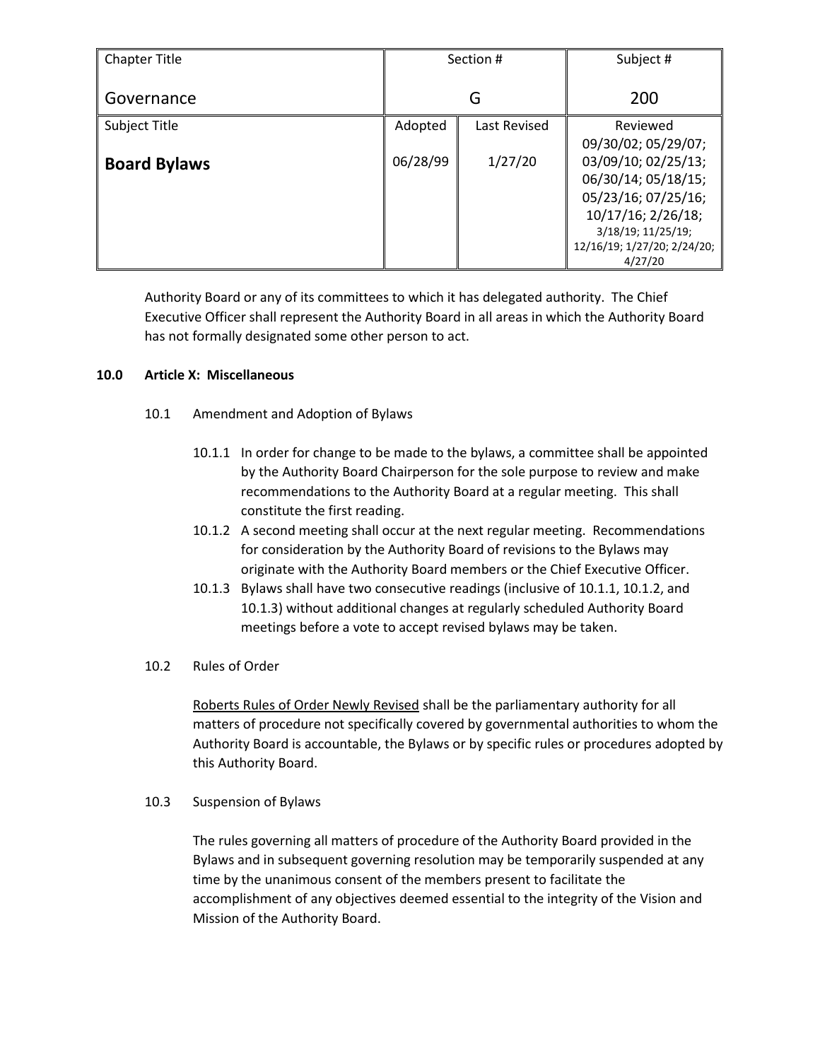| Chapter Title | Section # | | Subject # |
|---|---|---|---|
| Governance | G | | 200 |
| Subject Title | Adopted | Last Revised | Reviewed |
| **Board Bylaws** | 06/28/99 | 1/27/20 | 09/30/02; 05/29/07; 03/09/10; 02/25/13; 06/30/14; 05/18/15; 05/23/16; 07/25/16; 10/17/16; 2/26/18; 3/18/19; 11/25/19; 12/16/19; 1/27/20; 2/24/20; 4/27/20 |

Authority Board or any of its committees to which it has delegated authority. The Chief Executive Officer shall represent the Authority Board in all areas in which the Authority Board has not formally designated some other person to act.

**10.0 Article X: Miscellaneous**

10.1 Amendment and Adoption of Bylaws

10.1.1 In order for change to be made to the bylaws, a committee shall be appointed by the Authority Board Chairperson for the sole purpose to review and make recommendations to the Authority Board at a regular meeting. This shall constitute the first reading.

10.1.2 A second meeting shall occur at the next regular meeting. Recommendations for consideration by the Authority Board of revisions to the Bylaws may originate with the Authority Board members or the Chief Executive Officer.

10.1.3 Bylaws shall have two consecutive readings (inclusive of 10.1.1, 10.1.2, and 10.1.3) without additional changes at regularly scheduled Authority Board meetings before a vote to accept revised bylaws may be taken.

10.2 Rules of Order

<u>Roberts Rules of Order Newly Revised</u> shall be the parliamentary authority for all matters of procedure not specifically covered by governmental authorities to whom the Authority Board is accountable, the Bylaws or by specific rules or procedures adopted by this Authority Board.

10.3 Suspension of Bylaws

The rules governing all matters of procedure of the Authority Board provided in the Bylaws and in subsequent governing resolution may be temporarily suspended at any time by the unanimous consent of the members present to facilitate the accomplishment of any objectives deemed essential to the integrity of the Vision and Mission of the Authority Board.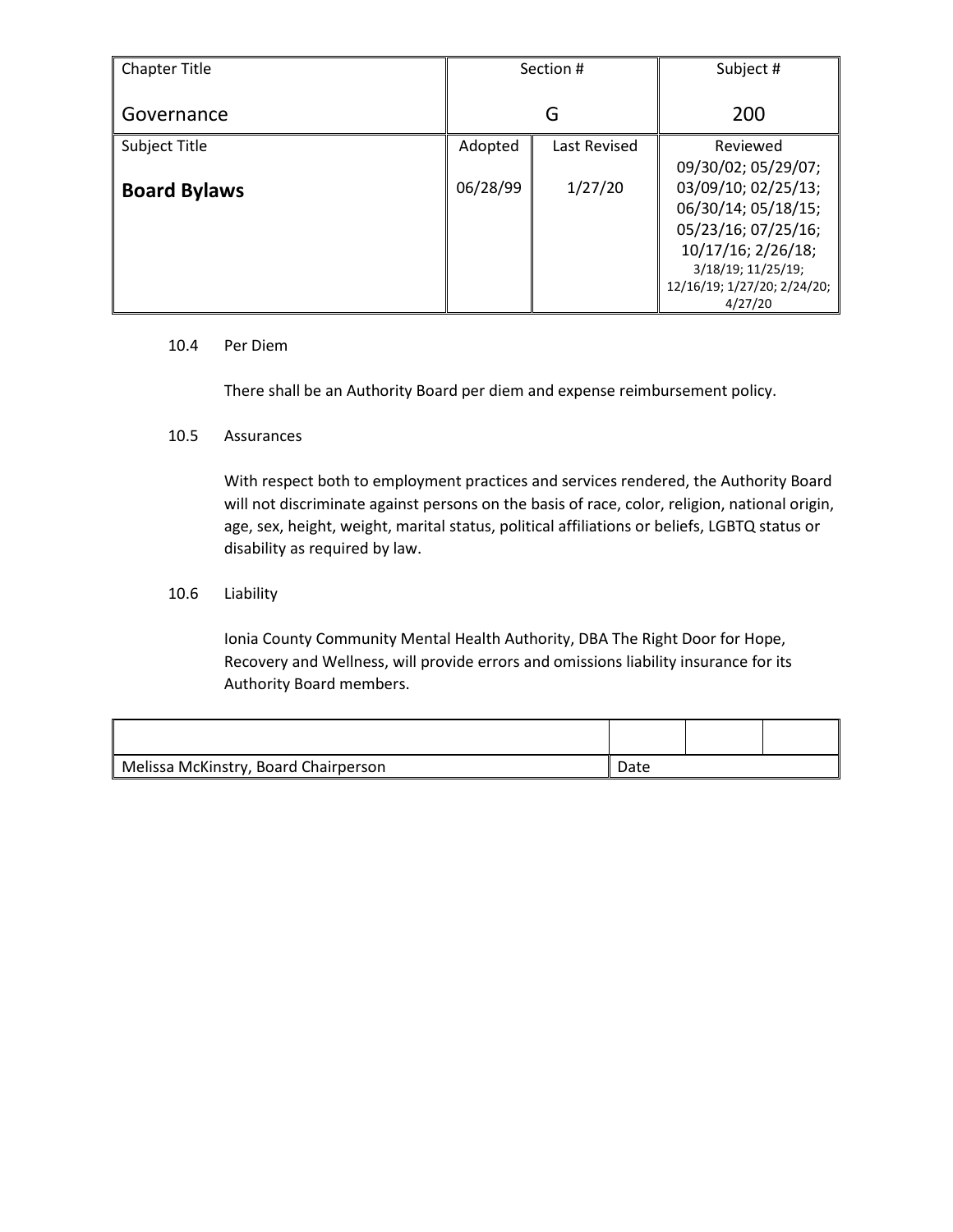| Chapter Title | Section # | | Subject # |
|---|---|---|---|
| Governance | G | | 200 |
| Subject Title | Adopted | Last Revised | Reviewed |
| **Board Bylaws** | 06/28/99 | 1/27/20 | 09/30/02; 05/29/07; 03/09/10; 02/25/13; 06/30/14; 05/18/15; 05/23/16; 07/25/16; 10/17/16; 2/26/18; 3/18/19; 11/25/19; 12/16/19; 1/27/20; 2/24/20; 4/27/20 |

10.4 Per Diem

There shall be an Authority Board per diem and expense reimbursement policy.

10.5 Assurances

With respect both to employment practices and services rendered, the Authority Board will not discriminate against persons on the basis of race, color, religion, national origin, age, sex, height, weight, marital status, political affiliations or beliefs, LGBTQ status or disability as required by law.

10.6 Liability

Ionia County Community Mental Health Authority, DBA The Right Door for Hope, Recovery and Wellness, will provide errors and omissions liability insurance for its Authority Board members.

| | | | |
|---|---|---|---|
| | | | |
| Melissa McKinstry, Board Chairperson | Date | | |